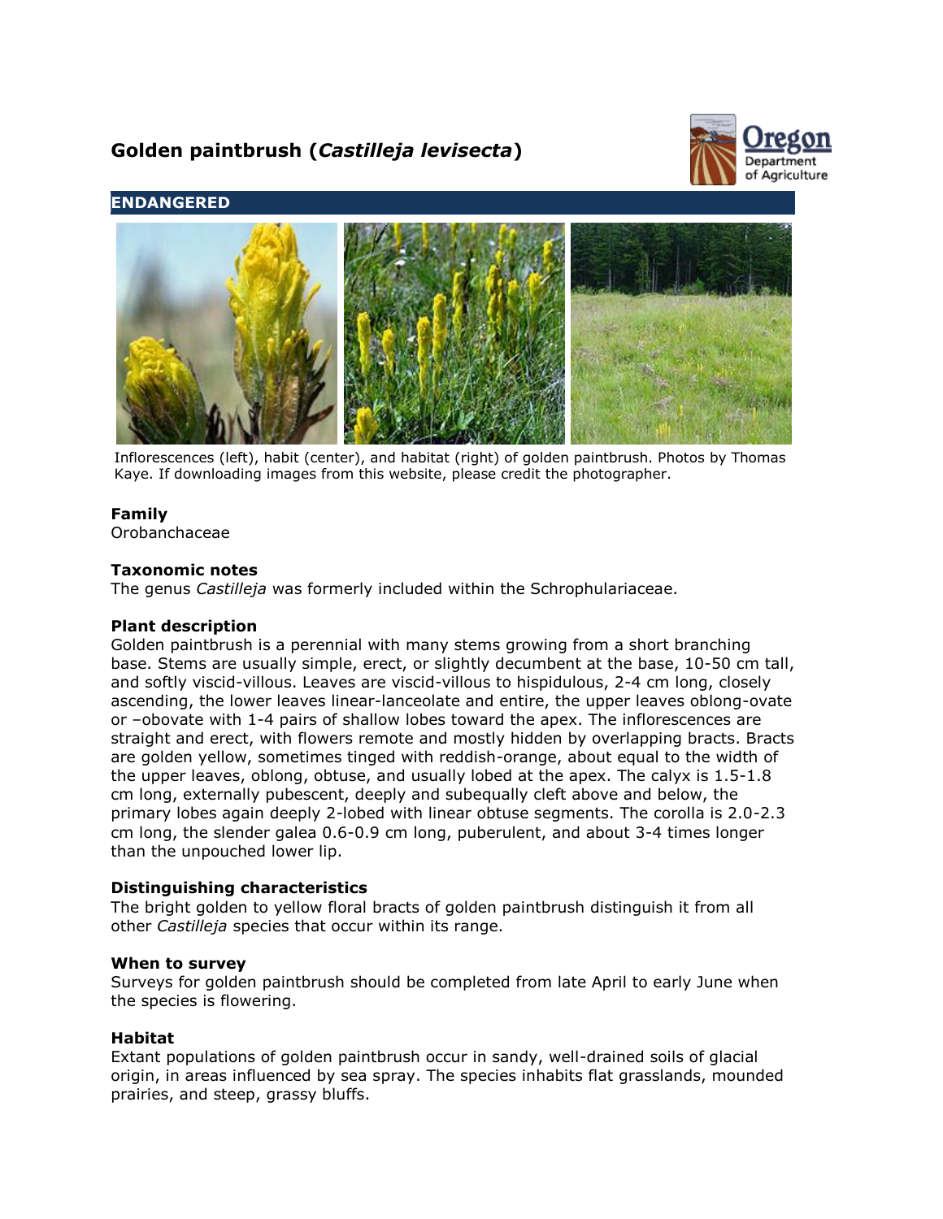# Golden paintbrush (*Castilleja levisecta*)

**ENDANGERED**

Inflorescences (left), habit (center), and habitat (right) of golden paintbrush. Photos by Thomas Kaye. If downloading images from this website, please credit the photographer.

### Family

Orobanchaceae

### Taxonomic notes

The genus *Castilleja* was formerly included within the Schrophulariaceae.

### Plant description

Golden paintbrush is a perennial with many stems growing from a short branching base. Stems are usually simple, erect, or slightly decumbent at the base, 10-50 cm tall, and softly viscid-villous. Leaves are viscid-villous to hispidulous, 2-4 cm long, closely ascending, the lower leaves linear-lanceolate and entire, the upper leaves oblong-ovate or –obovate with 1-4 pairs of shallow lobes toward the apex. The inflorescences are straight and erect, with flowers remote and mostly hidden by overlapping bracts. Bracts are golden yellow, sometimes tinged with reddish-orange, about equal to the width of the upper leaves, oblong, obtuse, and usually lobed at the apex. The calyx is 1.5-1.8 cm long, externally pubescent, deeply and subequally cleft above and below, the primary lobes again deeply 2-lobed with linear obtuse segments. The corolla is 2.0-2.3 cm long, the slender galea 0.6-0.9 cm long, puberulent, and about 3-4 times longer than the unpouched lower lip.

### Distinguishing characteristics

The bright golden to yellow floral bracts of golden paintbrush distinguish it from all other *Castilleja* species that occur within its range.

### When to survey

Surveys for golden paintbrush should be completed from late April to early June when the species is flowering.

### Habitat

Extant populations of golden paintbrush occur in sandy, well-drained soils of glacial origin, in areas influenced by sea spray. The species inhabits flat grasslands, mounded prairies, and steep, grassy bluffs.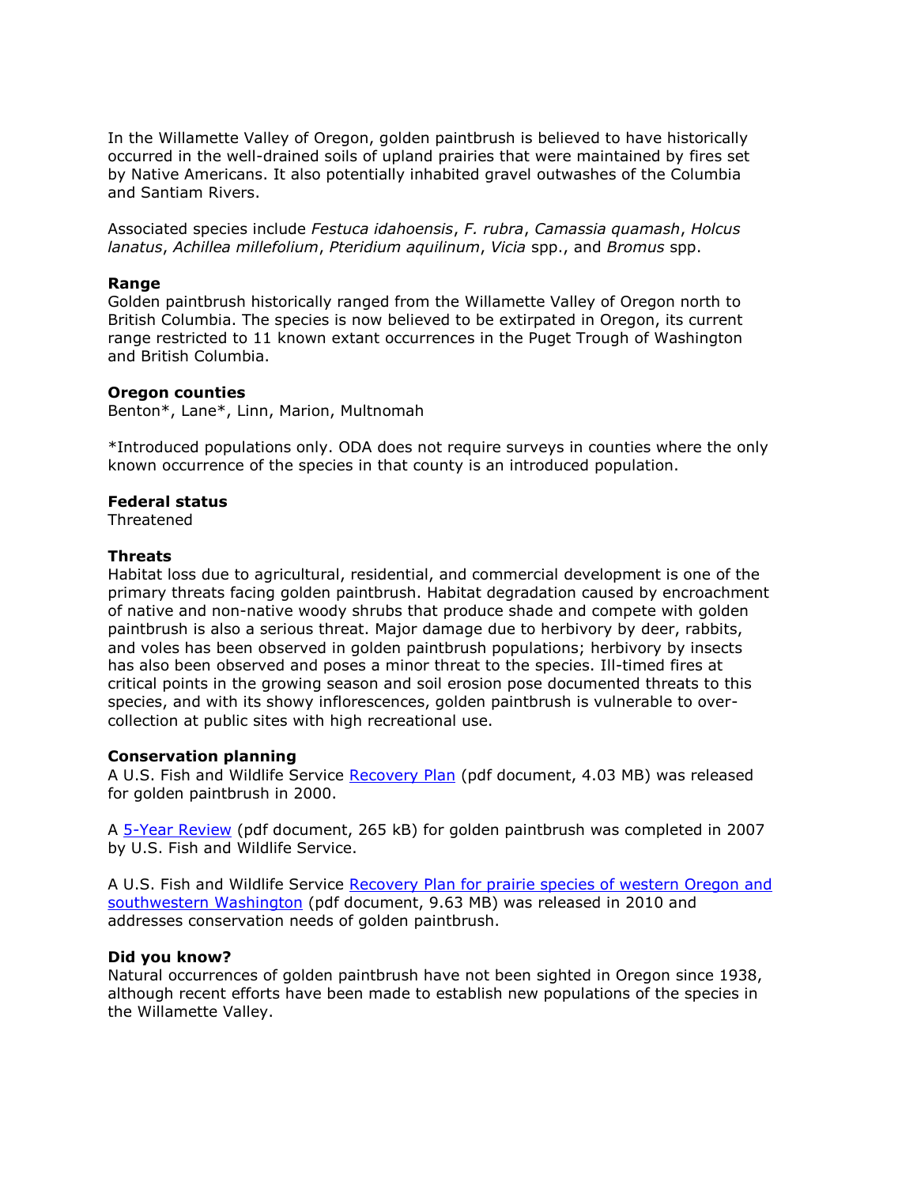In the Willamette Valley of Oregon, golden paintbrush is believed to have historically occurred in the well-drained soils of upland prairies that were maintained by fires set by Native Americans. It also potentially inhabited gravel outwashes of the Columbia and Santiam Rivers.

Associated species include *Festuca idahoensis*, *F. rubra*, *Camassia quamash*, *Holcus lanatus*, *Achillea millefolium*, *Pteridium aquilinum*, *Vicia* spp., and *Bromus* spp.

**Range**
Golden paintbrush historically ranged from the Willamette Valley of Oregon north to British Columbia. The species is now believed to be extirpated in Oregon, its current range restricted to 11 known extant occurrences in the Puget Trough of Washington and British Columbia.

**Oregon counties**
Benton*, Lane*, Linn, Marion, Multnomah

*Introduced populations only. ODA does not require surveys in counties where the only known occurrence of the species in that county is an introduced population.

**Federal status**
Threatened

**Threats**
Habitat loss due to agricultural, residential, and commercial development is one of the primary threats facing golden paintbrush. Habitat degradation caused by encroachment of native and non-native woody shrubs that produce shade and compete with golden paintbrush is also a serious threat. Major damage due to herbivory by deer, rabbits, and voles has been observed in golden paintbrush populations; herbivory by insects has also been observed and poses a minor threat to the species. Ill-timed fires at critical points in the growing season and soil erosion pose documented threats to this species, and with its showy inflorescences, golden paintbrush is vulnerable to over-collection at public sites with high recreational use.

**Conservation planning**
A U.S. Fish and Wildlife Service Recovery Plan (pdf document, 4.03 MB) was released for golden paintbrush in 2000.

A 5-Year Review (pdf document, 265 kB) for golden paintbrush was completed in 2007 by U.S. Fish and Wildlife Service.

A U.S. Fish and Wildlife Service Recovery Plan for prairie species of western Oregon and southwestern Washington (pdf document, 9.63 MB) was released in 2010 and addresses conservation needs of golden paintbrush.

**Did you know?**
Natural occurrences of golden paintbrush have not been sighted in Oregon since 1938, although recent efforts have been made to establish new populations of the species in the Willamette Valley.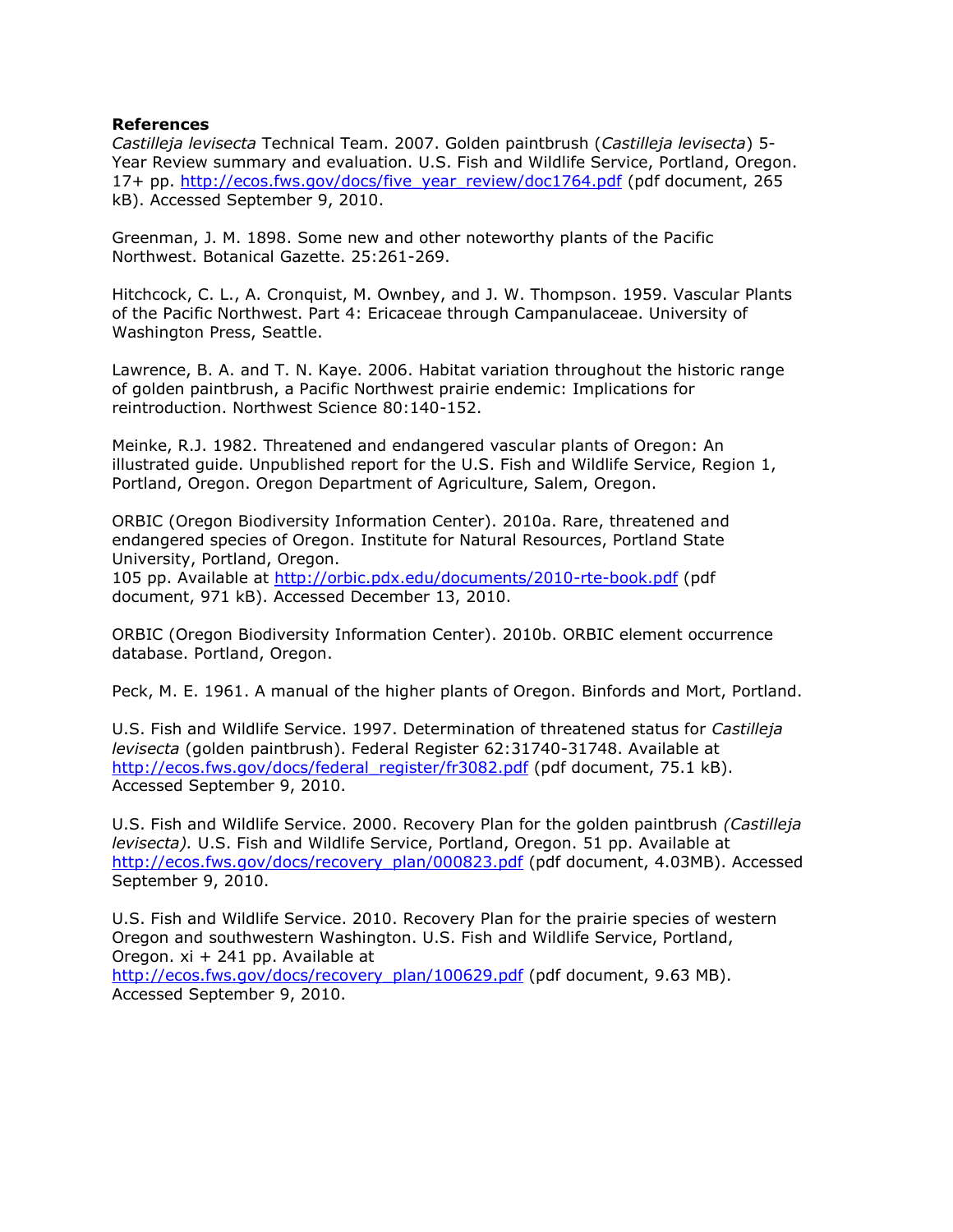**References**

*Castilleja levisecta* Technical Team. 2007. Golden paintbrush (*Castilleja levisecta*) 5-Year Review summary and evaluation. U.S. Fish and Wildlife Service, Portland, Oregon. 17+ pp. http://ecos.fws.gov/docs/five_year_review/doc1764.pdf (pdf document, 265 kB). Accessed September 9, 2010.

Greenman, J. M. 1898. Some new and other noteworthy plants of the Pacific Northwest. Botanical Gazette. 25:261-269.

Hitchcock, C. L., A. Cronquist, M. Ownbey, and J. W. Thompson. 1959. Vascular Plants of the Pacific Northwest. Part 4: Ericaceae through Campanulaceae. University of Washington Press, Seattle.

Lawrence, B. A. and T. N. Kaye. 2006. Habitat variation throughout the historic range of golden paintbrush, a Pacific Northwest prairie endemic: Implications for reintroduction. Northwest Science 80:140-152.

Meinke, R.J. 1982. Threatened and endangered vascular plants of Oregon: An illustrated guide. Unpublished report for the U.S. Fish and Wildlife Service, Region 1, Portland, Oregon. Oregon Department of Agriculture, Salem, Oregon.

ORBIC (Oregon Biodiversity Information Center). 2010a. Rare, threatened and endangered species of Oregon. Institute for Natural Resources, Portland State University, Portland, Oregon.
105 pp. Available at http://orbic.pdx.edu/documents/2010-rte-book.pdf (pdf document, 971 kB). Accessed December 13, 2010.

ORBIC (Oregon Biodiversity Information Center). 2010b. ORBIC element occurrence database. Portland, Oregon.

Peck, M. E. 1961. A manual of the higher plants of Oregon. Binfords and Mort, Portland.

U.S. Fish and Wildlife Service. 1997. Determination of threatened status for *Castilleja levisecta* (golden paintbrush). Federal Register 62:31740-31748. Available at http://ecos.fws.gov/docs/federal_register/fr3082.pdf (pdf document, 75.1 kB). Accessed September 9, 2010.

U.S. Fish and Wildlife Service. 2000. Recovery Plan for the golden paintbrush *(Castilleja levisecta).* U.S. Fish and Wildlife Service, Portland, Oregon. 51 pp. Available at http://ecos.fws.gov/docs/recovery_plan/000823.pdf (pdf document, 4.03MB). Accessed September 9, 2010.

U.S. Fish and Wildlife Service. 2010. Recovery Plan for the prairie species of western Oregon and southwestern Washington. U.S. Fish and Wildlife Service, Portland, Oregon. xi + 241 pp. Available at
http://ecos.fws.gov/docs/recovery_plan/100629.pdf (pdf document, 9.63 MB). Accessed September 9, 2010.